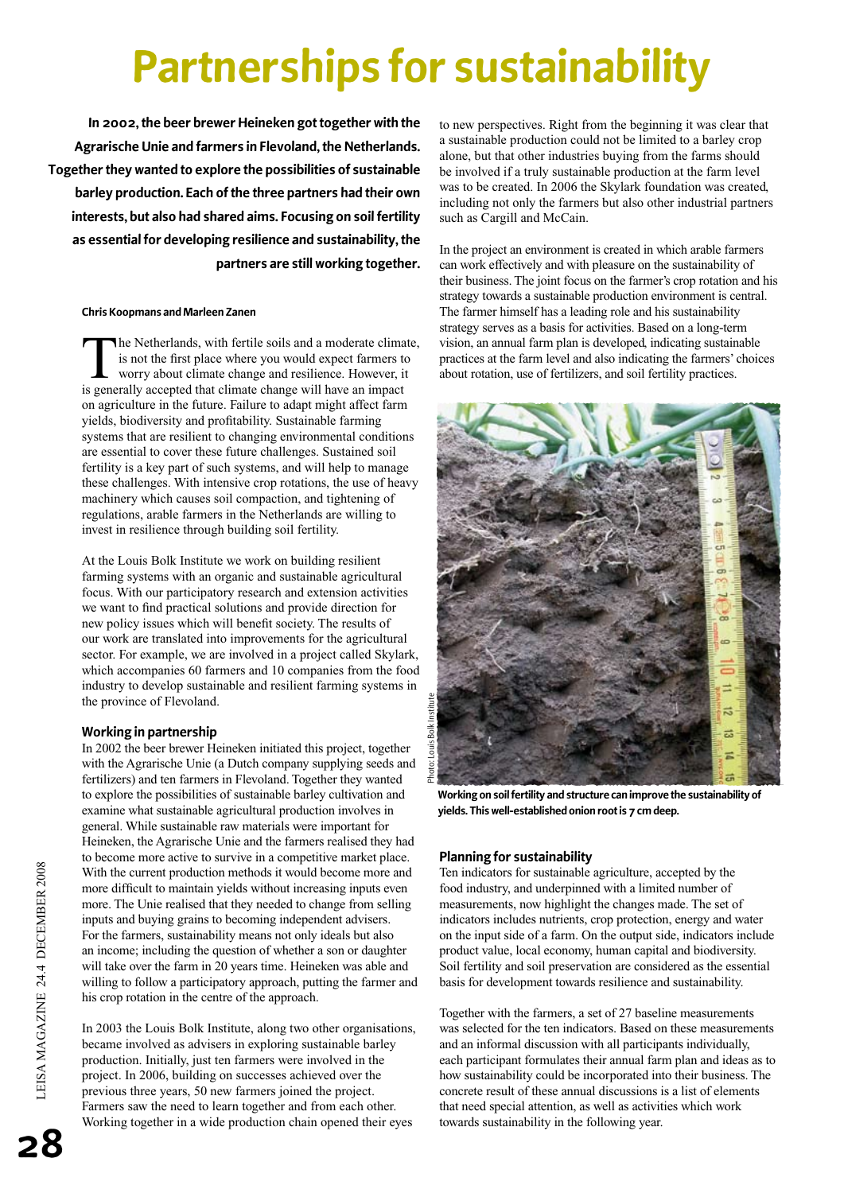# Partnerships for sustainability

**In 2002, the beer brewer Heineken got together with the Agrarische Unie and farmers in Flevoland, the Netherlands. Together they wanted to explore the possibilities of sustainable barley production. Each of the three partners had their own interests, but also had shared aims. Focusing on soil fertility as essential for developing resilience and sustainability, the partners are still working together.**

**Chris Koopmans and Marleen Zanen**

The Netherlands, with fertile soils and a moderate climate, is not the first place where you would expect farmers to worry about climate change and resilience. However, it is generally accepted that climate change will have an impact on agriculture in the future. Failure to adapt might affect farm yields, biodiversity and profitability. Sustainable farming systems that are resilient to changing environmental conditions are essential to cover these future challenges. Sustained soil fertility is a key part of such systems, and will help to manage these challenges. With intensive crop rotations, the use of heavy machinery which causes soil compaction, and tightening of regulations, arable farmers in the Netherlands are willing to invest in resilience through building soil fertility.

At the Louis Bolk Institute we work on building resilient farming systems with an organic and sustainable agricultural focus. With our participatory research and extension activities we want to find practical solutions and provide direction for new policy issues which will benefit society. The results of our work are translated into improvements for the agricultural sector. For example, we are involved in a project called Skylark, which accompanies 60 farmers and 10 companies from the food industry to develop sustainable and resilient farming systems in the province of Flevoland.

### Working in partnership

In 2002 the beer brewer Heineken initiated this project, together with the Agrarische Unie (a Dutch company supplying seeds and fertilizers) and ten farmers in Flevoland. Together they wanted to explore the possibilities of sustainable barley cultivation and examine what sustainable agricultural production involves in general. While sustainable raw materials were important for Heineken, the Agrarische Unie and the farmers realised they had to become more active to survive in a competitive market place. With the current production methods it would become more and more difficult to maintain yields without increasing inputs even more. The Unie realised that they needed to change from selling inputs and buying grains to becoming independent advisers. For the farmers, sustainability means not only ideals but also an income; including the question of whether a son or daughter will take over the farm in 20 years time. Heineken was able and willing to follow a participatory approach, putting the farmer and his crop rotation in the centre of the approach.

In 2003 the Louis Bolk Institute, along two other organisations, became involved as advisers in exploring sustainable barley production. Initially, just ten farmers were involved in the project. In 2006, building on successes achieved over the previous three years, 50 new farmers joined the project. Farmers saw the need to learn together and from each other. Working together in a wide production chain opened their eyes to new perspectives. Right from the beginning it was clear that a sustainable production could not be limited to a barley crop alone, but that other industries buying from the farms should be involved if a truly sustainable production at the farm level was to be created. In 2006 the Skylark foundation was created, including not only the farmers but also other industrial partners such as Cargill and McCain.

In the project an environment is created in which arable farmers can work effectively and with pleasure on the sustainability of their business. The joint focus on the farmer's crop rotation and his strategy towards a sustainable production environment is central. The farmer himself has a leading role and his sustainability strategy serves as a basis for activities. Based on a long-term vision, an annual farm plan is developed, indicating sustainable practices at the farm level and also indicating the farmers' choices about rotation, use of fertilizers, and soil fertility practices.

Photo: Louis Bolk Institute

**Working on soil fertility and structure can improve the sustainability of yields. This well-established onion root is 7 cm deep.**

### Planning for sustainability

Ten indicators for sustainable agriculture, accepted by the food industry, and underpinned with a limited number of measurements, now highlight the changes made. The set of indicators includes nutrients, crop protection, energy and water on the input side of a farm. On the output side, indicators include product value, local economy, human capital and biodiversity. Soil fertility and soil preservation are considered as the essential basis for development towards resilience and sustainability.

Together with the farmers, a set of 27 baseline measurements was selected for the ten indicators. Based on these measurements and an informal discussion with all participants individually, each participant formulates their annual farm plan and ideas as to how sustainability could be incorporated into their business. The concrete result of these annual discussions is a list of elements that need special attention, as well as activities which work towards sustainability in the following year.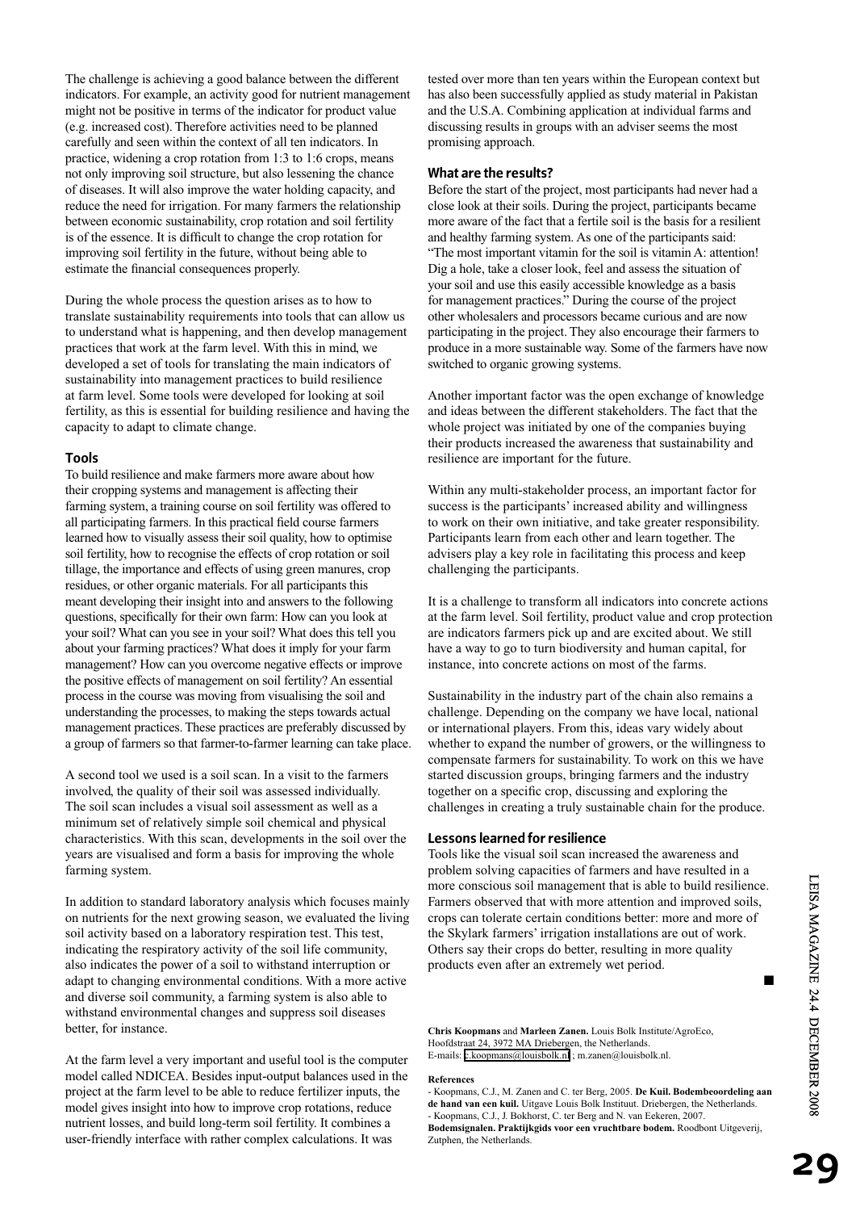The challenge is achieving a good balance between the different indicators. For example, an activity good for nutrient management might not be positive in terms of the indicator for product value (e.g. increased cost). Therefore activities need to be planned carefully and seen within the context of all ten indicators. In practice, widening a crop rotation from 1:3 to 1:6 crops, means not only improving soil structure, but also lessening the chance of diseases. It will also improve the water holding capacity, and reduce the need for irrigation. For many farmers the relationship between economic sustainability, crop rotation and soil fertility is of the essence. It is difficult to change the crop rotation for improving soil fertility in the future, without being able to estimate the financial consequences properly.

During the whole process the question arises as to how to translate sustainability requirements into tools that can allow us to understand what is happening, and then develop management practices that work at the farm level. With this in mind, we developed a set of tools for translating the main indicators of sustainability into management practices to build resilience at farm level. Some tools were developed for looking at soil fertility, as this is essential for building resilience and having the capacity to adapt to climate change.

### Tools

To build resilience and make farmers more aware about how their cropping systems and management is affecting their farming system, a training course on soil fertility was offered to all participating farmers. In this practical field course farmers learned how to visually assess their soil quality, how to optimise soil fertility, how to recognise the effects of crop rotation or soil tillage, the importance and effects of using green manures, crop residues, or other organic materials. For all participants this meant developing their insight into and answers to the following questions, specifically for their own farm: How can you look at your soil? What can you see in your soil? What does this tell you about your farming practices? What does it imply for your farm management? How can you overcome negative effects or improve the positive effects of management on soil fertility? An essential process in the course was moving from visualising the soil and understanding the processes, to making the steps towards actual management practices. These practices are preferably discussed by a group of farmers so that farmer-to-farmer learning can take place.

A second tool we used is a soil scan. In a visit to the farmers involved, the quality of their soil was assessed individually. The soil scan includes a visual soil assessment as well as a minimum set of relatively simple soil chemical and physical characteristics. With this scan, developments in the soil over the years are visualised and form a basis for improving the whole farming system.

In addition to standard laboratory analysis which focuses mainly on nutrients for the next growing season, we evaluated the living soil activity based on a laboratory respiration test. This test, indicating the respiratory activity of the soil life community, also indicates the power of a soil to withstand interruption or adapt to changing environmental conditions. With a more active and diverse soil community, a farming system is also able to withstand environmental changes and suppress soil diseases better, for instance.

At the farm level a very important and useful tool is the computer model called NDICEA. Besides input-output balances used in the project at the farm level to be able to reduce fertilizer inputs, the model gives insight into how to improve crop rotations, reduce nutrient losses, and build long-term soil fertility. It combines a user-friendly interface with rather complex calculations. It was tested over more than ten years within the European context but has also been successfully applied as study material in Pakistan and the U.S.A. Combining application at individual farms and discussing results in groups with an adviser seems the most promising approach.

### What are the results?

Before the start of the project, most participants had never had a close look at their soils. During the project, participants became more aware of the fact that a fertile soil is the basis for a resilient and healthy farming system. As one of the participants said: "The most important vitamin for the soil is vitamin A: attention! Dig a hole, take a closer look, feel and assess the situation of your soil and use this easily accessible knowledge as a basis for management practices." During the course of the project other wholesalers and processors became curious and are now participating in the project. They also encourage their farmers to produce in a more sustainable way. Some of the farmers have now switched to organic growing systems.

Another important factor was the open exchange of knowledge and ideas between the different stakeholders. The fact that the whole project was initiated by one of the companies buying their products increased the awareness that sustainability and resilience are important for the future.

Within any multi-stakeholder process, an important factor for success is the participants' increased ability and willingness to work on their own initiative, and take greater responsibility. Participants learn from each other and learn together. The advisers play a key role in facilitating this process and keep challenging the participants.

It is a challenge to transform all indicators into concrete actions at the farm level. Soil fertility, product value and crop protection are indicators farmers pick up and are excited about. We still have a way to go to turn biodiversity and human capital, for instance, into concrete actions on most of the farms.

Sustainability in the industry part of the chain also remains a challenge. Depending on the company we have local, national or international players. From this, ideas vary widely about whether to expand the number of growers, or the willingness to compensate farmers for sustainability. To work on this we have started discussion groups, bringing farmers and the industry together on a specific crop, discussing and exploring the challenges in creating a truly sustainable chain for the produce.

### Lessons learned for resilience

Tools like the visual soil scan increased the awareness and problem solving capacities of farmers and have resulted in a more conscious soil management that is able to build resilience. Farmers observed that with more attention and improved soils, crops can tolerate certain conditions better: more and more of the Skylark farmers' irrigation installations are out of work. Others say their crops do better, resulting in more quality products even after an extremely wet period.

■

**Chris Koopmans** and **Marleen Zanen.** Louis Bolk Institute/AgroEco, Hoofdstraat 24, 3972 MA Driebergen, the Netherlands.
E-mails: c.koopmans@louisbolk.nl ; m.zanen@louisbolk.nl.

**References**

- Koopmans, C.J., M. Zanen and C. ter Berg, 2005. **De Kuil. Bodembeoordeling aan de hand van een kuil.** Uitgave Louis Bolk Instituut. Driebergen, the Netherlands.
- Koopmans, C.J., J. Bokhorst, C. ter Berg and N. van Eekeren, 2007. **Bodemsignalen. Praktijkgids voor een vruchtbare bodem.** Roodbont Uitgeverij, Zutphen, the Netherlands.